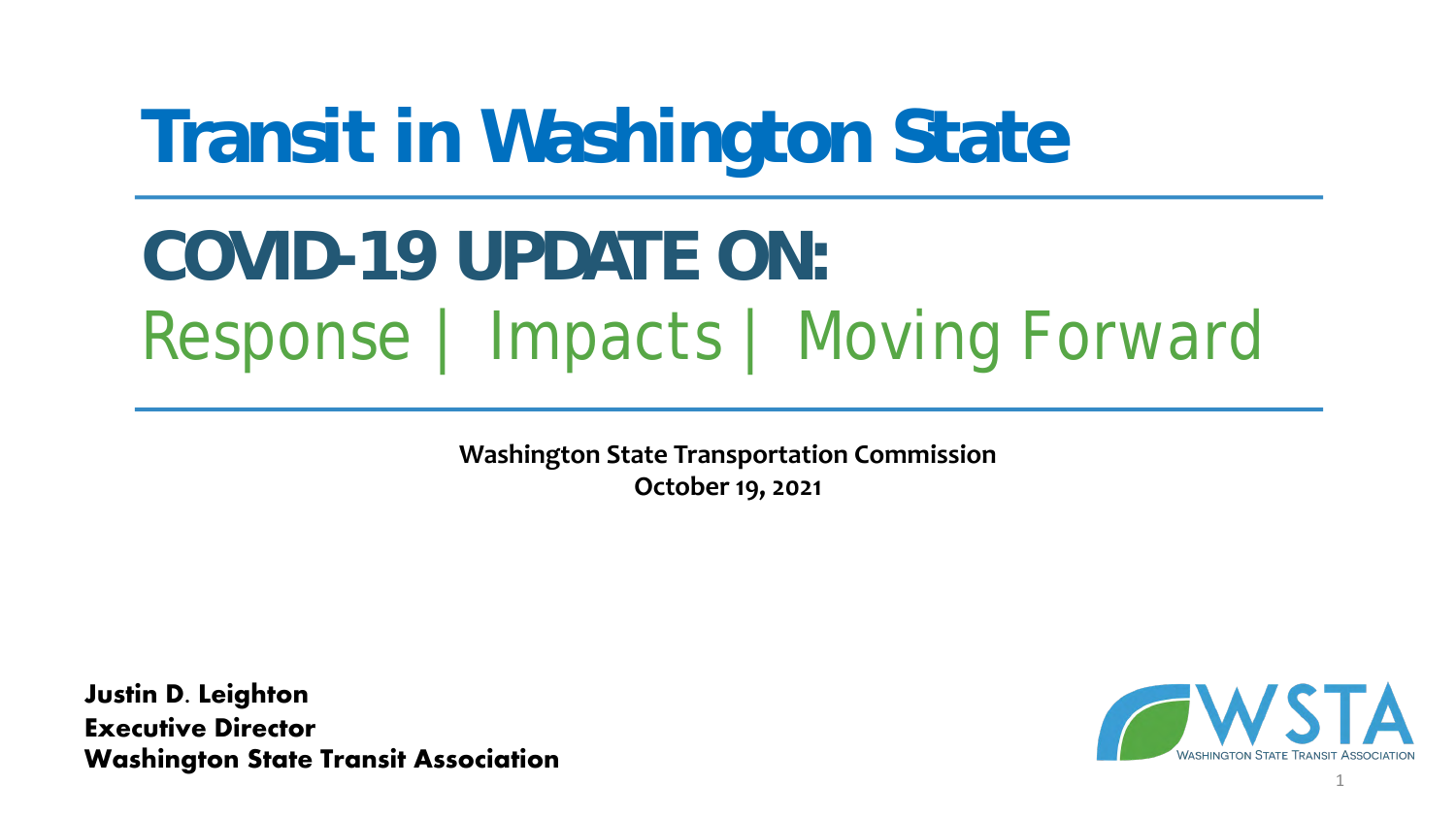# Transit in Washington State

## COVID-19 UPDATE ON:

Response | Impacts | Moving Forward

**Washington State Transportation Commission**
**October 19, 2021**

**Justin D. Leighton**
**Executive Director**
**Washington State Transit Association**

WSTA
WASHINGTON STATE TRANSIT ASSOCIATION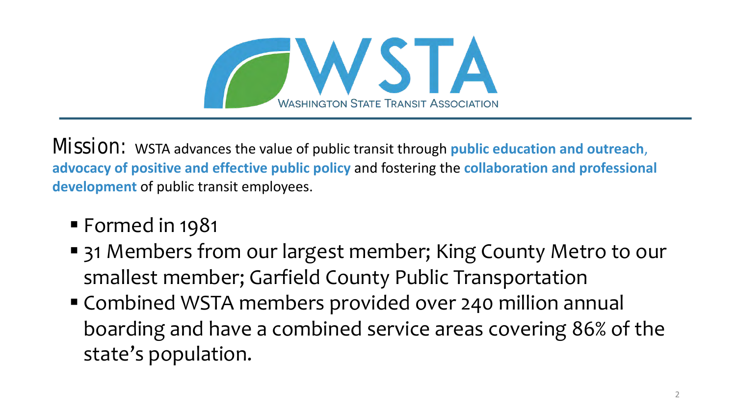# WSTA

WASHINGTON STATE TRANSIT ASSOCIATION

Mission: WSTA advances the value of public transit through **public education and outreach, advocacy of positive and effective public policy** and fostering the **collaboration and professional development** of public transit employees.

- Formed in 1981
- 31 Members from our largest member; King County Metro to our smallest member; Garfield County Public Transportation
- Combined WSTA members provided over 240 million annual boarding and have a combined service areas covering 86% of the state's population.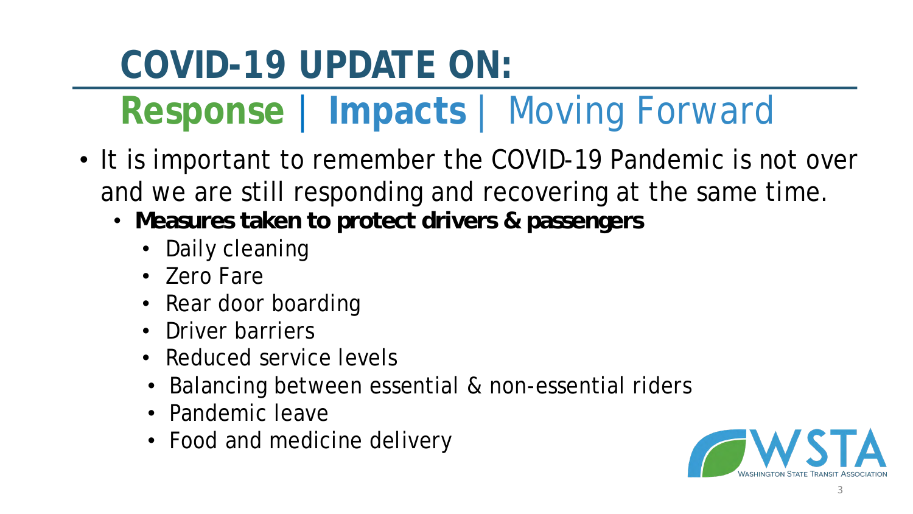# COVID-19 UPDATE ON:

## Response | Impacts | Moving Forward

- It is important to remember the COVID-19 Pandemic is not over and we are still responding and recovering at the same time.
  - **Measures taken to protect drivers & passengers**
    - Daily cleaning
    - Zero Fare
    - Rear door boarding
    - Driver barriers
    - Reduced service levels
    - Balancing between essential & non-essential riders
    - Pandemic leave
    - Food and medicine delivery

WSTA
WASHINGTON STATE TRANSIT ASSOCIATION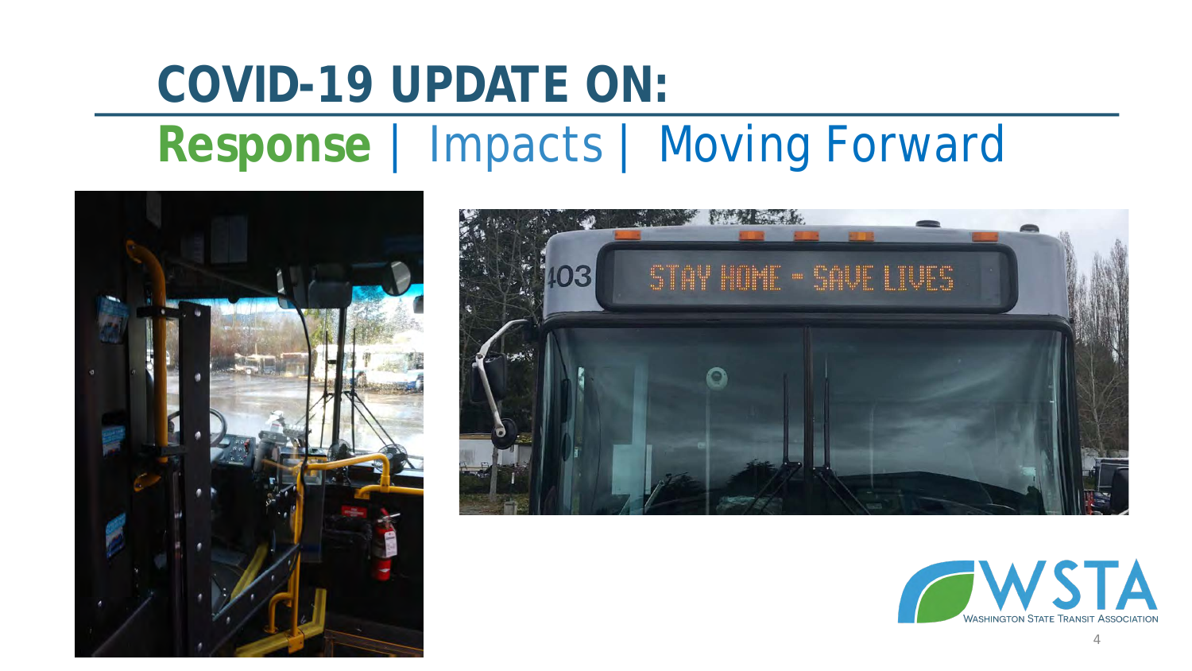# COVID-19 UPDATE ON:

## **Response** | Impacts | Moving Forward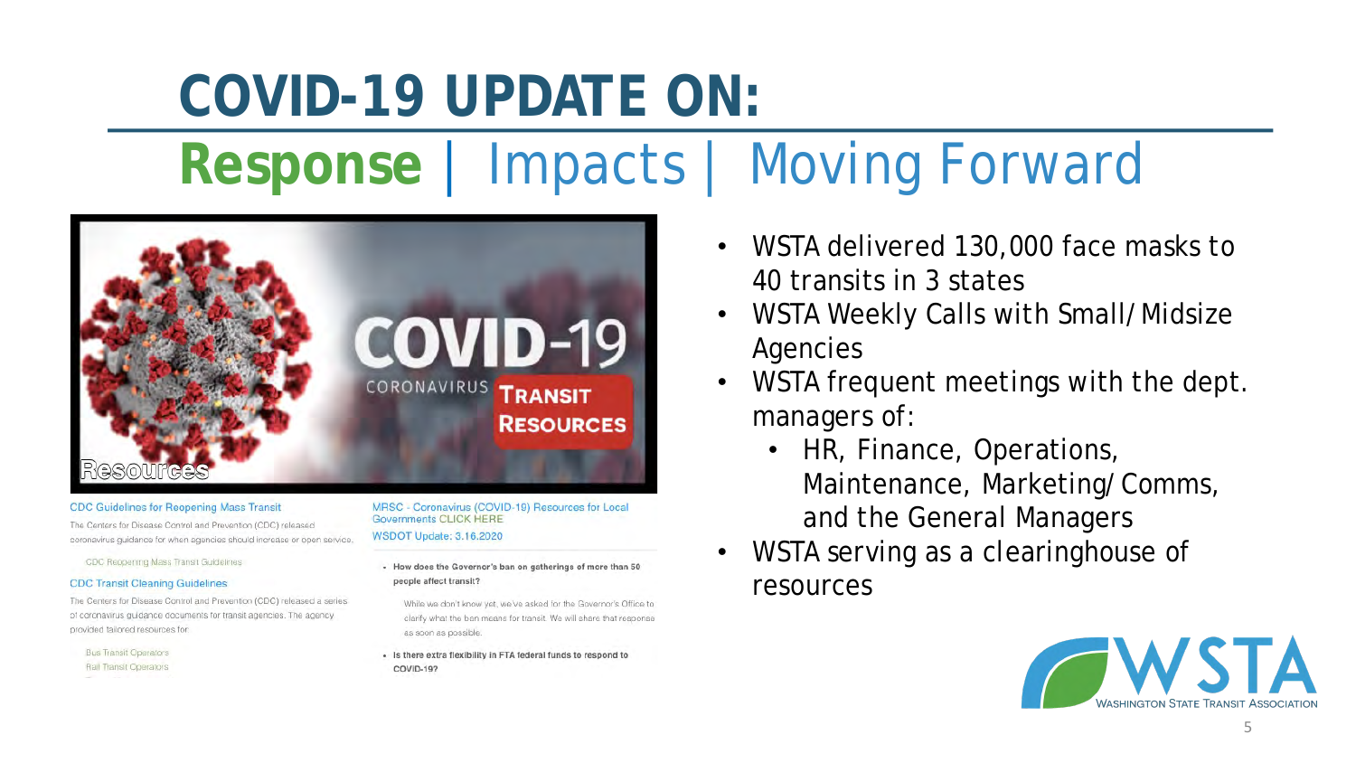# COVID-19 UPDATE ON:

## **Response** | Impacts | Moving Forward

COVID-19 CORONAVIRUS TRANSIT RESOURCES

Resources

CDC Guidelines for Reopening Mass Transit

The Centers for Disease Control and Prevention (CDC) released coronavirus guidance for when agencies should increase or open service.

CDC Reopening Mass Transit Guidelines

CDC Transit Cleaning Guidelines

The Centers for Disease Control and Prevention (CDC) released a series of coronavirus guidance documents for transit agencies. The agency provided tailored resources for:

Bus Transit Operators
Rail Transit Operators

MRSC - Coronavirus (COVID-19) Resources for Local Governments CLICK HERE

WSDOT Update: 3.16.2020

- **How does the Governor's ban on gatherings of more than 50 people affect transit?**

  While we don't know yet, we've asked for the Governor's Office to clarify what the ban means for transit. We will share that response as soon as possible.

- **Is there extra flexibility in FTA federal funds to respond to COVID-19?**

---

- WSTA delivered 130,000 face masks to 40 transits in 3 states
- WSTA Weekly Calls with Small/Midsize Agencies
- WSTA frequent meetings with the dept. managers of:
  - HR, Finance, Operations, Maintenance, Marketing/Comms, and the General Managers
- WSTA serving as a clearinghouse of resources

WSTA WASHINGTON STATE TRANSIT ASSOCIATION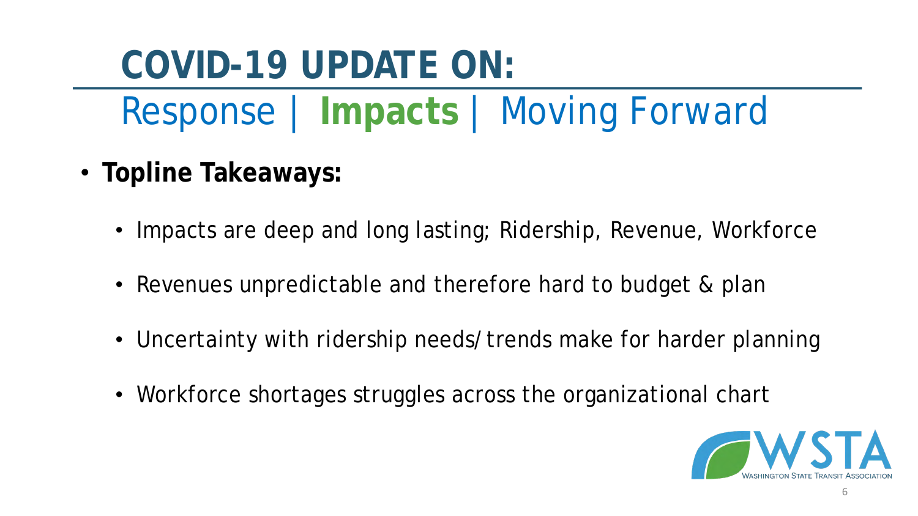# COVID-19 UPDATE ON:

## Response | **Impacts** | Moving Forward

- **Topline Takeaways:**
  - Impacts are deep and long lasting; Ridership, Revenue, Workforce
  - Revenues unpredictable and therefore hard to budget & plan
  - Uncertainty with ridership needs/trends make for harder planning
  - Workforce shortages struggles across the organizational chart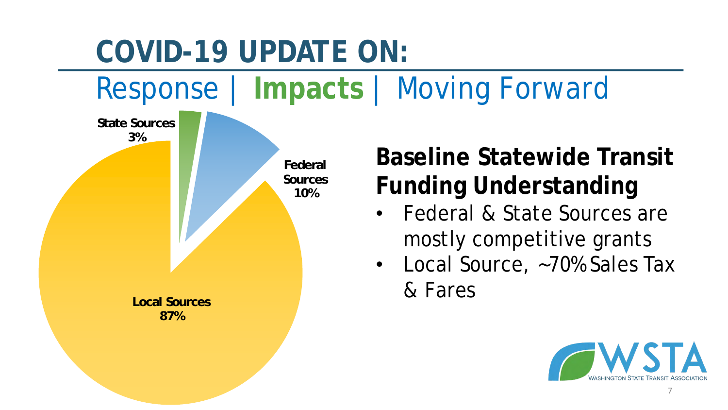# COVID-19 UPDATE ON:

## Response | **Impacts** | Moving Forward

State Sources 3%

Federal Sources 10%

Local Sources 87%

### Baseline Statewide Transit Funding Understanding

- Federal & State Sources are mostly competitive grants
- Local Source, ~70% Sales Tax & Fares

WSTA Washington State Transit Association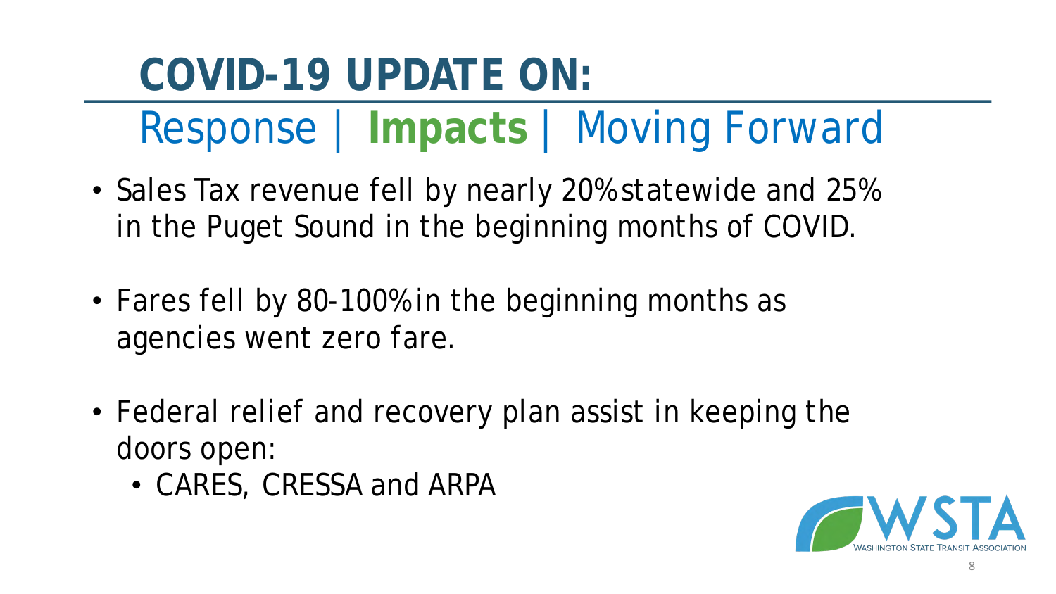# COVID-19 UPDATE ON:

## Response | **Impacts** | Moving Forward

- Sales Tax revenue fell by nearly 20% statewide and 25% in the Puget Sound in the beginning months of COVID.
- Fares fell by 80-100% in the beginning months as agencies went zero fare.
- Federal relief and recovery plan assist in keeping the doors open:
  - CARES, CRESSA and ARPA

WSTA WASHINGTON STATE TRANSIT ASSOCIATION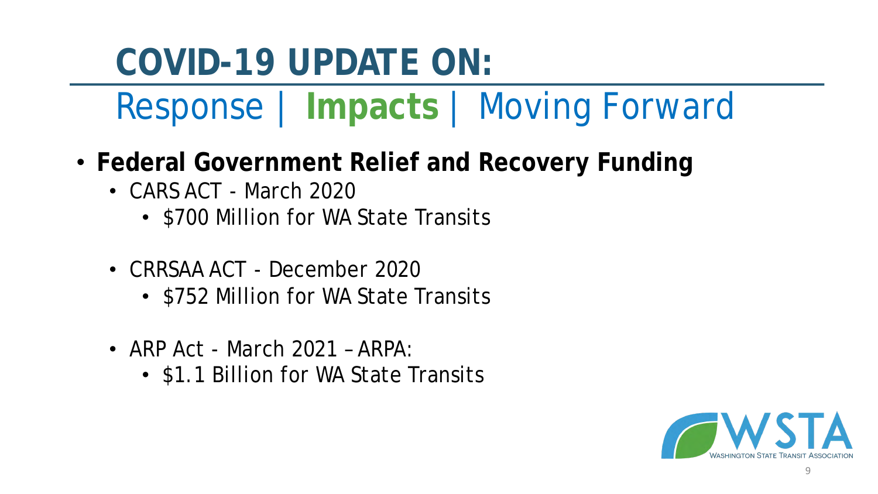# COVID-19 UPDATE ON:

## Response | **Impacts** | Moving Forward

- **Federal Government Relief and Recovery Funding**
  - CARS ACT - March 2020
    - $700 Million for WA State Transits
  - CRRSAA ACT - December 2020
    - $752 Million for WA State Transits
  - ARP Act - March 2021 – ARPA:
    - $1.1 Billion for WA State Transits

WSTA
WASHINGTON STATE TRANSIT ASSOCIATION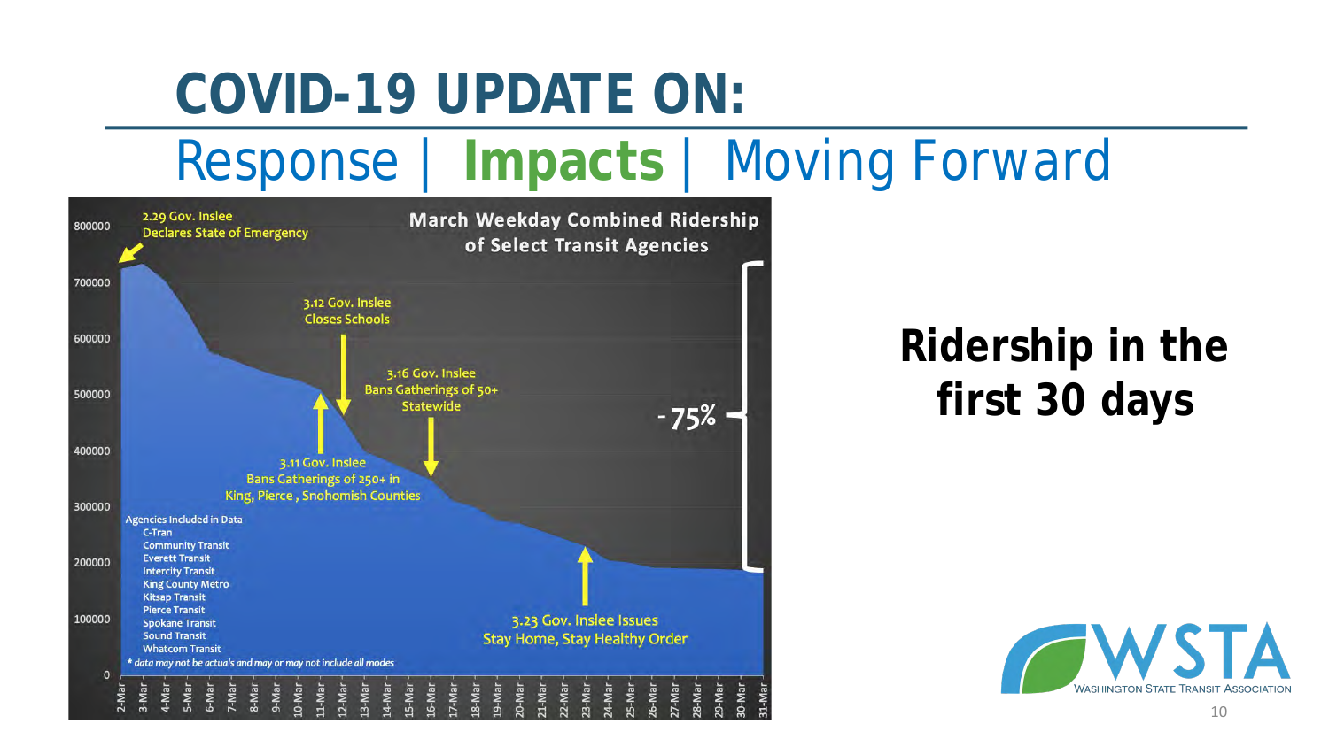# COVID-19 UPDATE ON:

## Response | **Impacts** | Moving Forward

**March Weekday Combined Ridership of Select Transit Agencies**

- 2.29 Gov. Inslee Declares State of Emergency
- 3.11 Gov. Inslee Bans Gatherings of 250+ in King, Pierce, Snohomish Counties
- 3.12 Gov. Inslee Closes Schools
- 3.16 Gov. Inslee Bans Gatherings of 50+ Statewide
- 3.23 Gov. Inslee Issues Stay Home, Stay Healthy Order

-75%

Agencies Included in Data
- C-Tran
- Community Transit
- Everett Transit
- Intercity Transit
- King County Metro
- Kitsap Transit
- Pierce Transit
- Spokane Transit
- Sound Transit
- Whatcom Transit

*\* data may not be actuals and may or may not include all modes*

**Ridership in the first 30 days**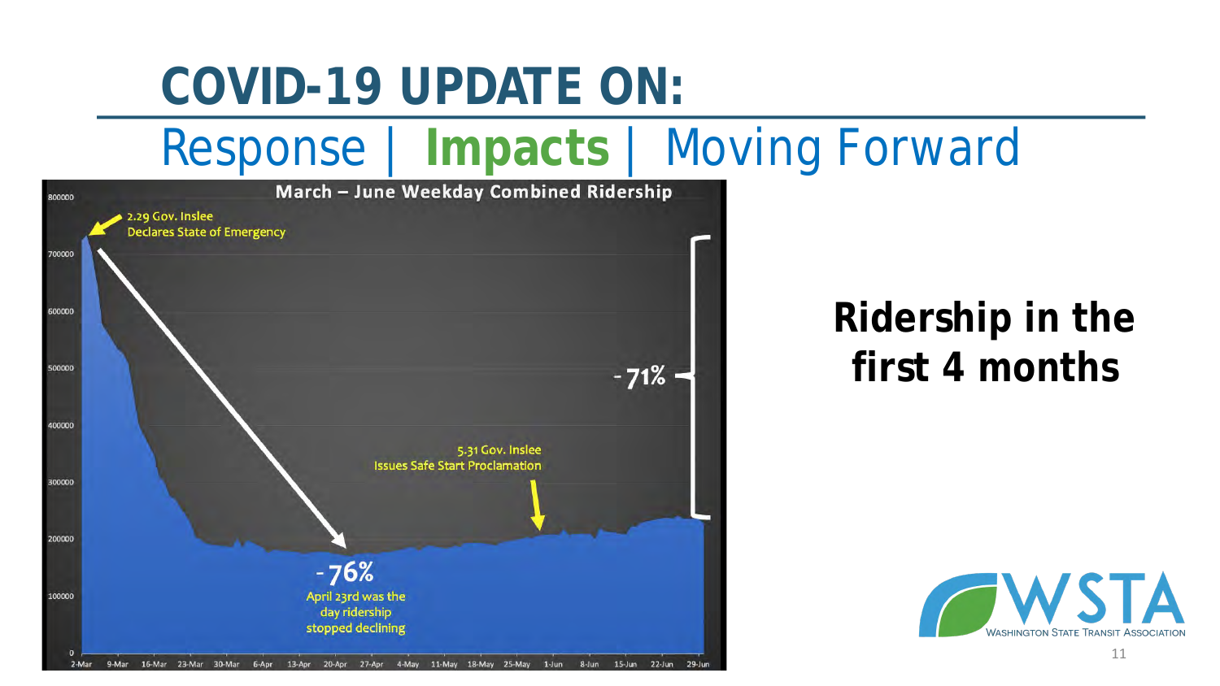# COVID-19 UPDATE ON:

## Response | **Impacts** | Moving Forward

**March – June Weekday Combined Ridership**

2.29 Gov. Inslee Declares State of Emergency

-76%

April 23rd was the day ridership stopped declining

5.31 Gov. Inslee Issues Safe Start Proclamation

-71%

**Ridership in the first 4 months**

WSTA
WASHINGTON STATE TRANSIT ASSOCIATION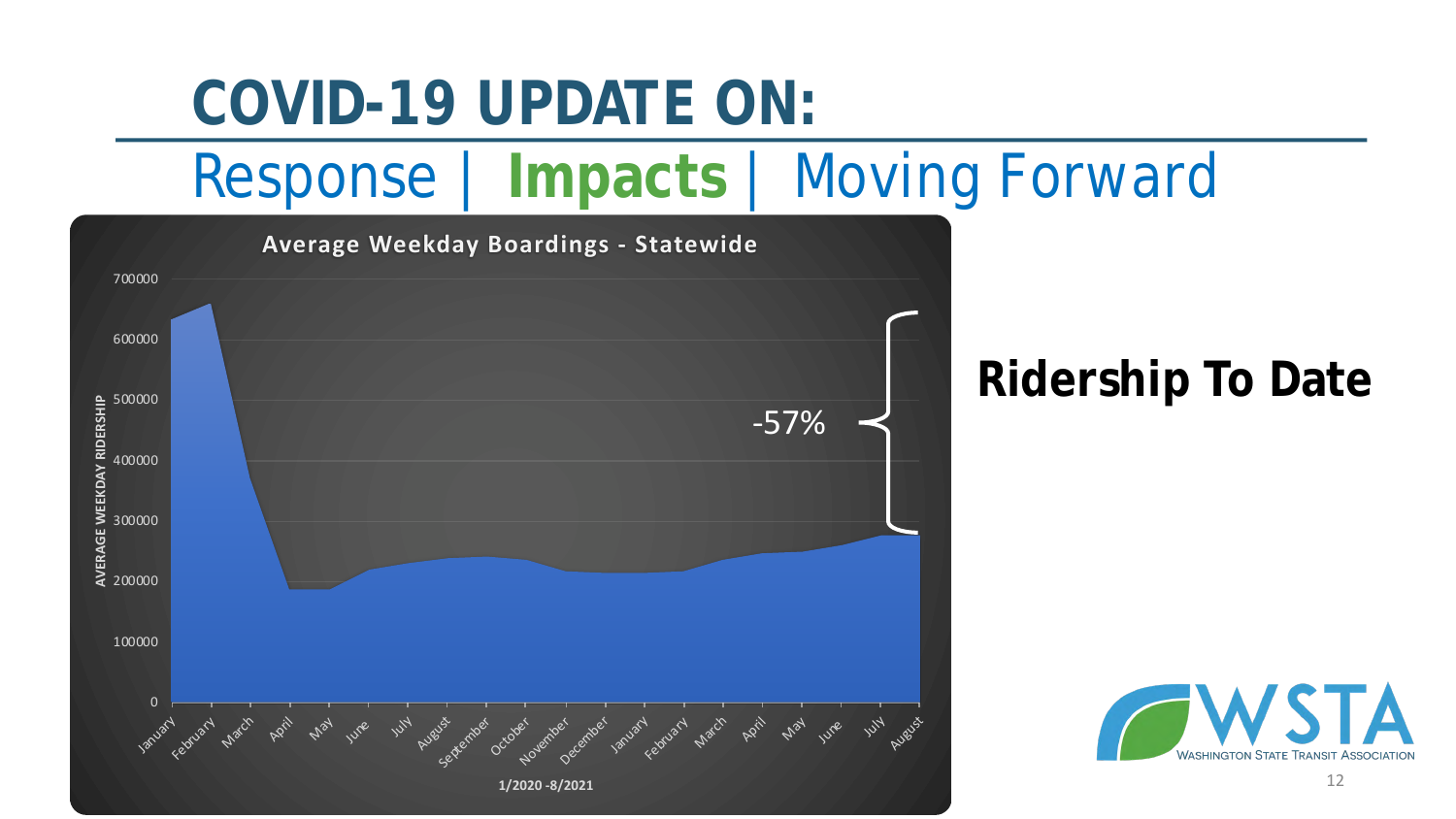# COVID-19 UPDATE ON:

## Response | **Impacts** | Moving Forward

**Average Weekday Boardings - Statewide**

AVERAGE WEEKDAY RIDERSHIP

700000
600000
500000
400000
300000
200000
100000
0

January February March April May June July August September October November December January February March April May June July August

1/2020 -8/2021

-57%

## Ridership To Date

WSTA
WASHINGTON STATE TRANSIT ASSOCIATION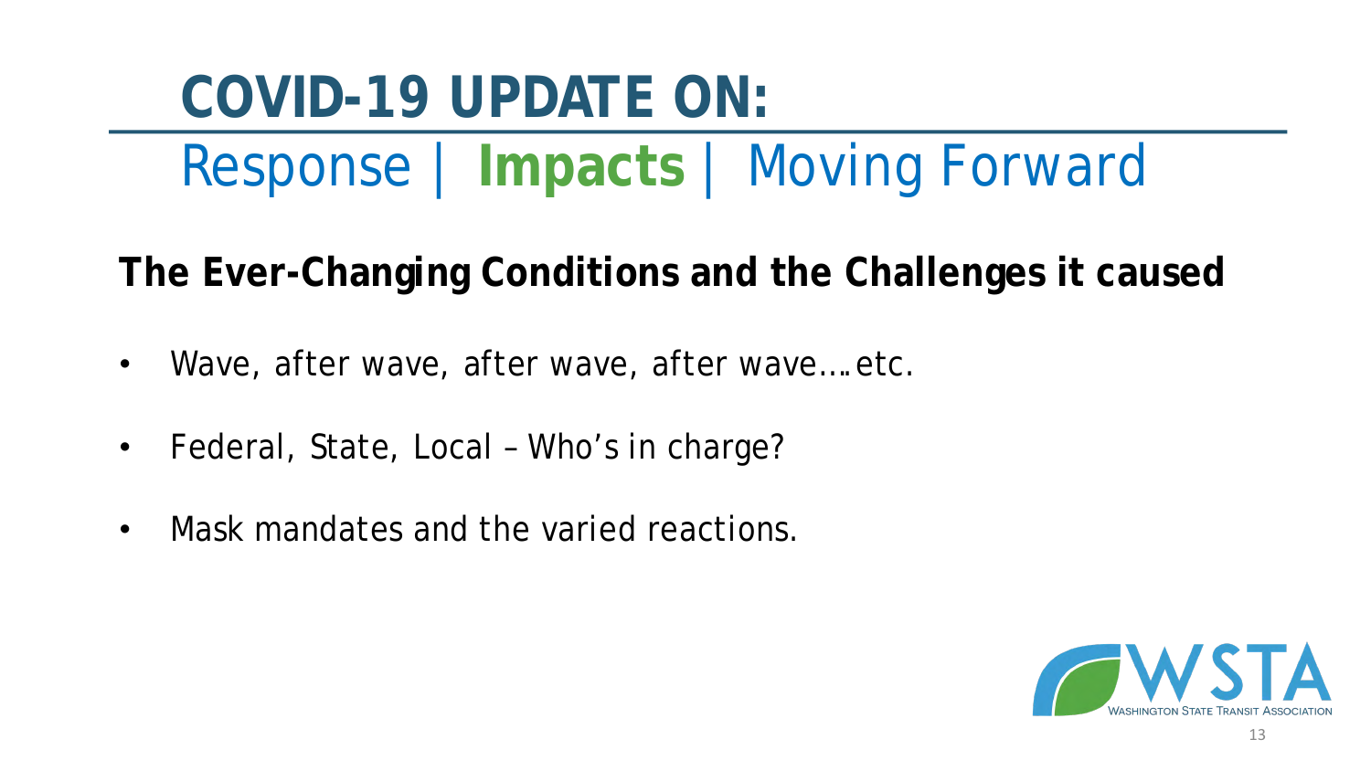# COVID-19 UPDATE ON:

## Response | **Impacts** | Moving Forward

**The Ever-Changing Conditions and the Challenges it caused**

- Wave, after wave, after wave, after wave….etc.
- Federal, State, Local – Who's in charge?
- Mask mandates and the varied reactions.

WSTA
Washington State Transit Association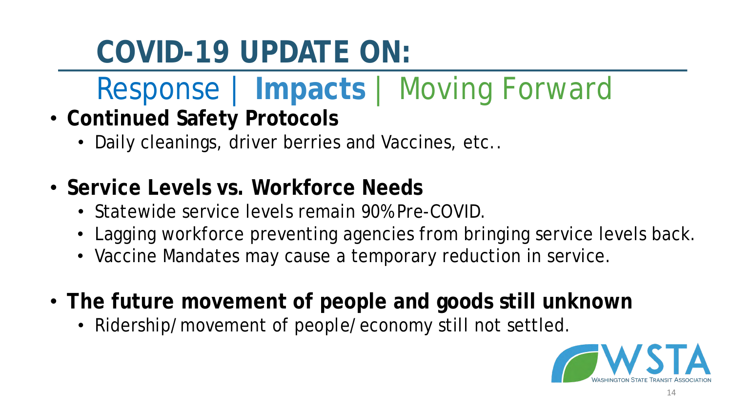# COVID-19 UPDATE ON:

## Response | **Impacts** | Moving Forward

- **Continued Safety Protocols**
  - Daily cleanings, driver berries and Vaccines, etc..
- **Service Levels vs. Workforce Needs**
  - Statewide service levels remain 90% Pre-COVID.
  - Lagging workforce preventing agencies from bringing service levels back.
  - Vaccine Mandates may cause a temporary reduction in service.
- **The future movement of people and goods still unknown**
  - Ridership/movement of people/economy still not settled.

WSTA
Washington State Transit Association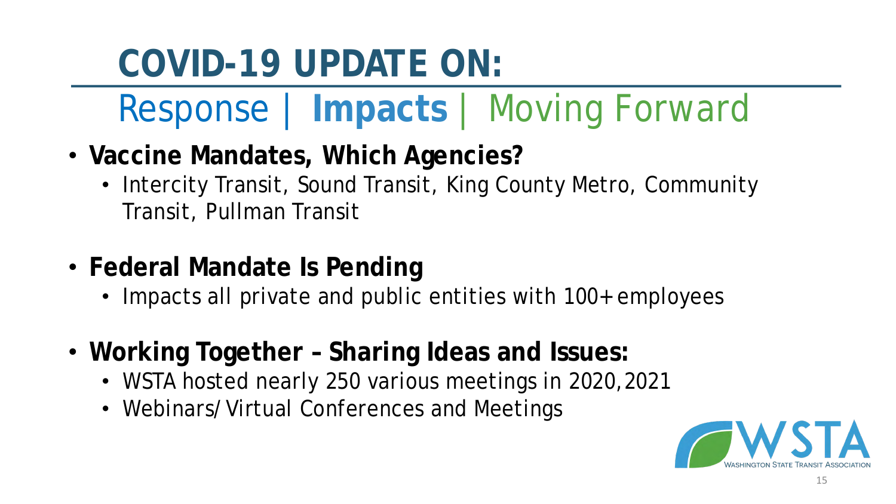# COVID-19 UPDATE ON:

## Response | **Impacts** | Moving Forward

- **Vaccine Mandates, Which Agencies?**
  - Intercity Transit, Sound Transit, King County Metro, Community Transit, Pullman Transit
- **Federal Mandate Is Pending**
  - Impacts all private and public entities with 100+ employees
- **Working Together – Sharing Ideas and Issues:**
  - WSTA hosted nearly 250 various meetings in 2020, 2021
  - Webinars/ Virtual Conferences and Meetings

WSTA
WASHINGTON STATE TRANSIT ASSOCIATION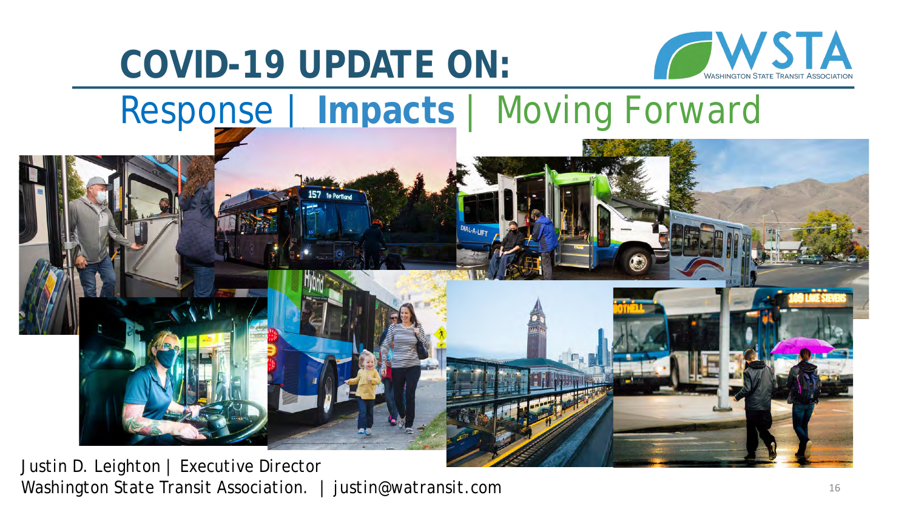# COVID-19 UPDATE ON:

## Response | **Impacts** | Moving Forward

Justin D. Leighton | Executive Director
Washington State Transit Association. | justin@watransit.com